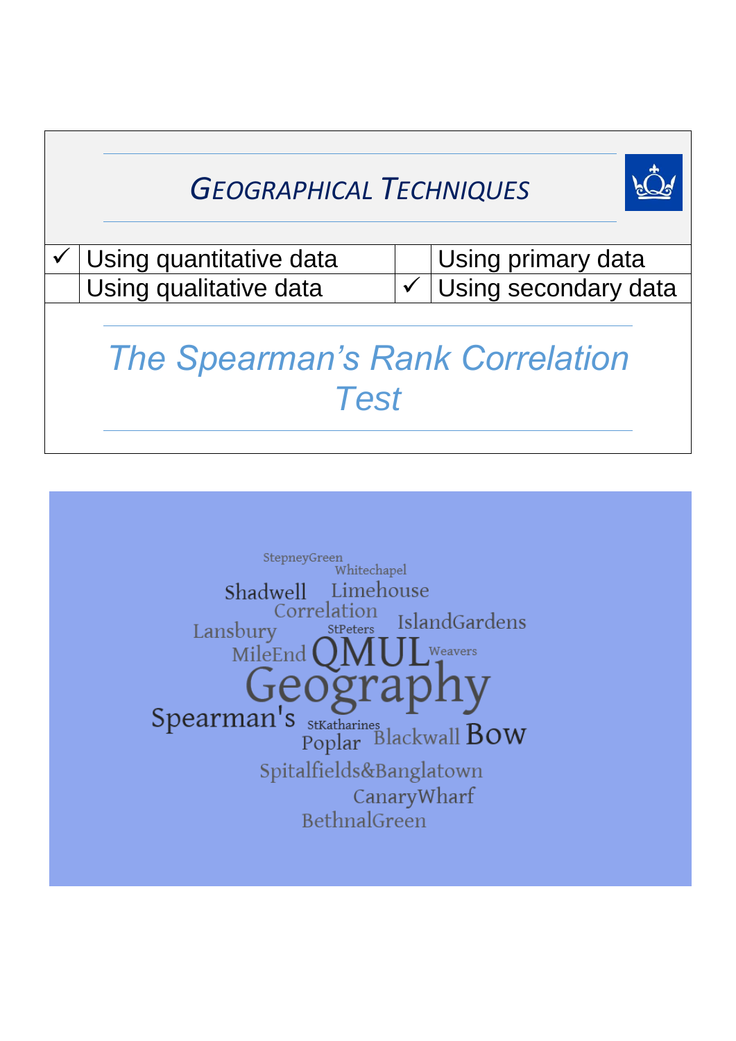# GEOGRAPHICAL TECHNIQUES

| | | | |
|---|---|---|---|
| ✓ | Using quantitative data | | Using primary data |
| | Using qualitative data | ✓ | Using secondary data |

## *The Spearman's Rank Correlation Test*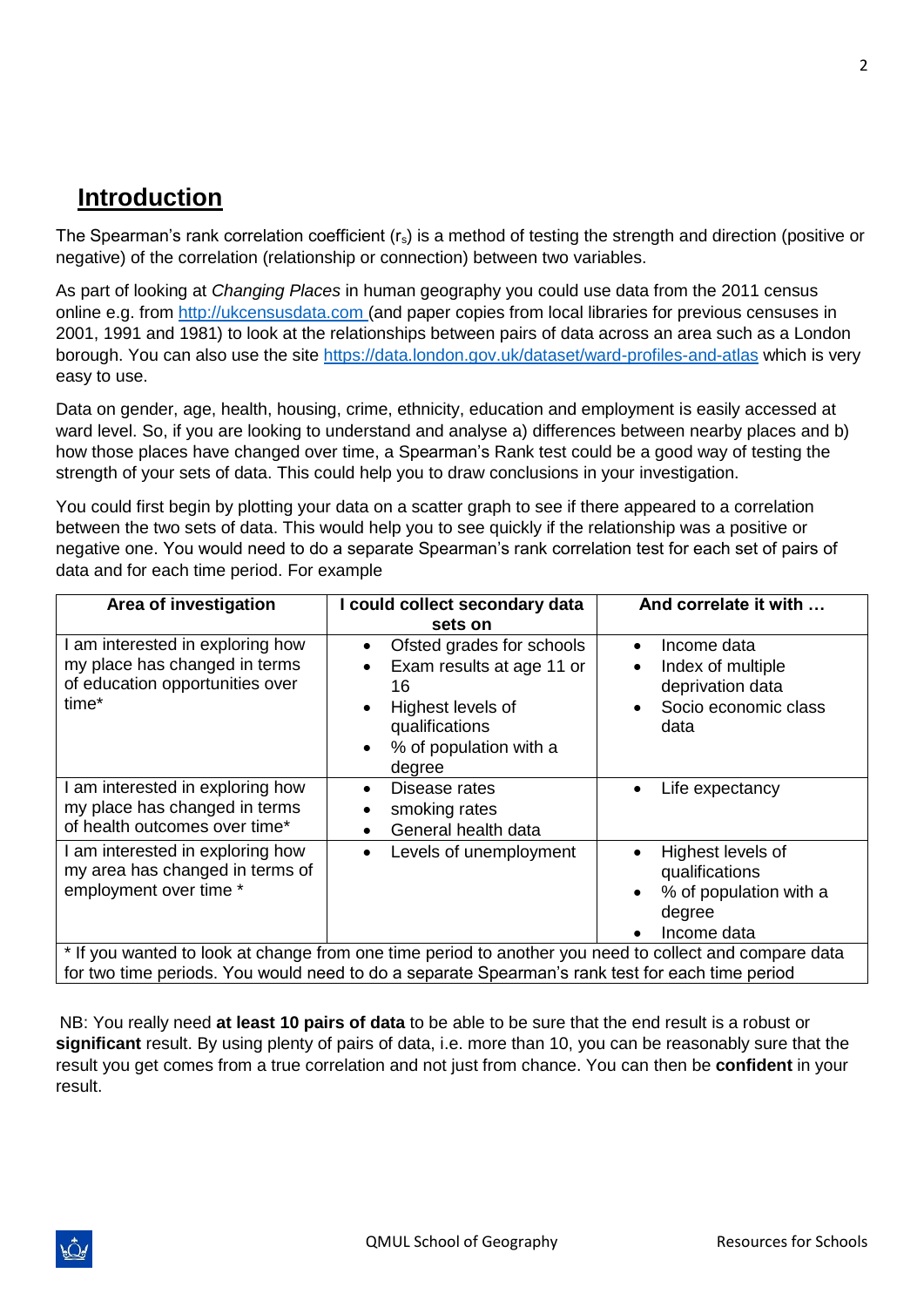## Introduction

The Spearman's rank correlation coefficient ($r_s$) is a method of testing the strength and direction (positive or negative) of the correlation (relationship or connection) between two variables.

As part of looking at *Changing Places* in human geography you could use data from the 2011 census online e.g. from http://ukcensusdata.com (and paper copies from local libraries for previous censuses in 2001, 1991 and 1981) to look at the relationships between pairs of data across an area such as a London borough. You can also use the site https://data.london.gov.uk/dataset/ward-profiles-and-atlas which is very easy to use.

Data on gender, age, health, housing, crime, ethnicity, education and employment is easily accessed at ward level. So, if you are looking to understand and analyse a) differences between nearby places and b) how those places have changed over time, a Spearman's Rank test could be a good way of testing the strength of your sets of data. This could help you to draw conclusions in your investigation.

You could first begin by plotting your data on a scatter graph to see if there appeared to a correlation between the two sets of data. This would help you to see quickly if the relationship was a positive or negative one. You would need to do a separate Spearman's rank correlation test for each set of pairs of data and for each time period. For example

| Area of investigation | I could collect secondary data sets on | And correlate it with … |
|---|---|---|
| I am interested in exploring how my place has changed in terms of education opportunities over time* | • Ofsted grades for schools<br>• Exam results at age 11 or 16<br>• Highest levels of qualifications<br>• % of population with a degree | • Income data<br>• Index of multiple deprivation data<br>• Socio economic class data |
| I am interested in exploring how my place has changed in terms of health outcomes over time* | • Disease rates<br>• smoking rates<br>• General health data | • Life expectancy |
| I am interested in exploring how my area has changed in terms of employment over time * | • Levels of unemployment | • Highest levels of qualifications<br>• % of population with a degree<br>• Income data |
| * If you wanted to look at change from one time period to another you need to collect and compare data for two time periods. You would need to do a separate Spearman's rank test for each time period | | |

NB: You really need **at least 10 pairs of data** to be able to be sure that the end result is a robust or **significant** result. By using plenty of pairs of data, i.e. more than 10, you can be reasonably sure that the result you get comes from a true correlation and not just from chance. You can then be **confident** in your result.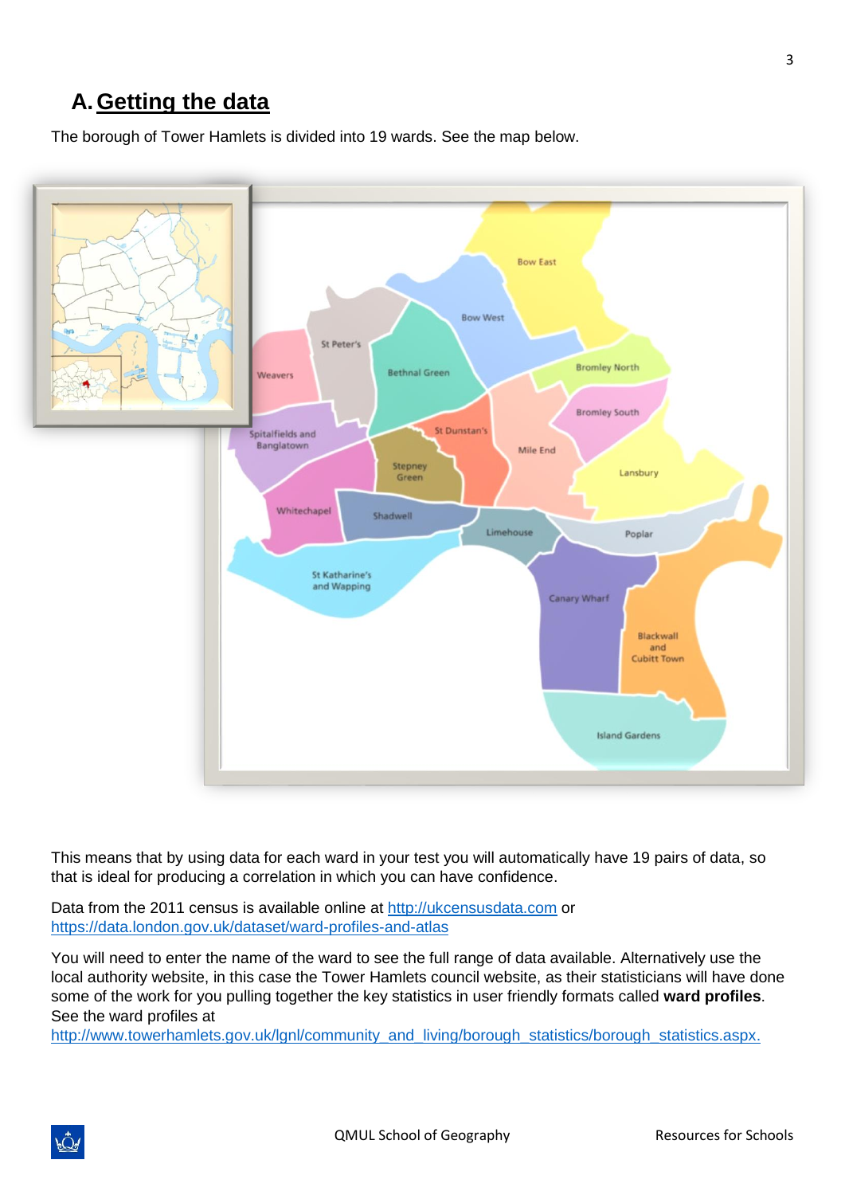## A. Getting the data

The borough of Tower Hamlets is divided into 19 wards. See the map below.

This means that by using data for each ward in your test you will automatically have 19 pairs of data, so that is ideal for producing a correlation in which you can have confidence.

Data from the 2011 census is available online at http://ukcensusdata.com or https://data.london.gov.uk/dataset/ward-profiles-and-atlas

You will need to enter the name of the ward to see the full range of data available. Alternatively use the local authority website, in this case the Tower Hamlets council website, as their statisticians will have done some of the work for you pulling together the key statistics in user friendly formats called **ward profiles**. See the ward profiles at http://www.towerhamlets.gov.uk/lgnl/community_and_living/borough_statistics/borough_statistics.aspx.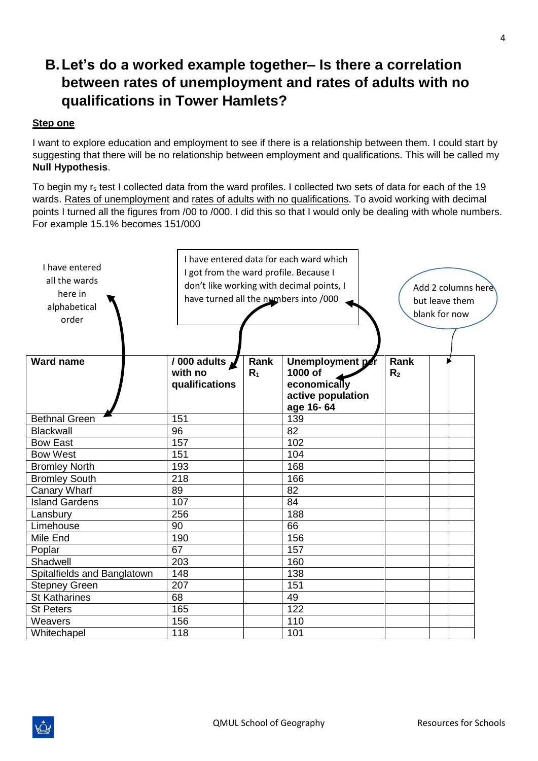## B. Let's do a worked example together– Is there a correlation between rates of unemployment and rates of adults with no qualifications in Tower Hamlets?

**Step one**

I want to explore education and employment to see if there is a relationship between them. I could start by suggesting that there will be no relationship between employment and qualifications. This will be called my **Null Hypothesis**.

To begin my $r_s$ test I collected data from the ward profiles. I collected two sets of data for each of the 19 wards. Rates of unemployment and rates of adults with no qualifications. To avoid working with decimal points I turned all the figures from /00 to /000. I did this so that I would only be dealing with whole numbers. For example 15.1% becomes 151/000

I have entered all the wards here in alphabetical order

I have entered data for each ward which I got from the ward profile. Because I don't like working with decimal points, I have turned all the numbers into /000

Add 2 columns here but leave them blank for now

| Ward name | / 000 adults with no qualifications | Rank $R_1$ | Unemployment per 1000 of economically active population age 16- 64 | Rank $R_2$ | | |
|---|---|---|---|---|---|---|
| Bethnal Green | 151 | | 139 | | | |
| Blackwall | 96 | | 82 | | | |
| Bow East | 157 | | 102 | | | |
| Bow West | 151 | | 104 | | | |
| Bromley North | 193 | | 168 | | | |
| Bromley South | 218 | | 166 | | | |
| Canary Wharf | 89 | | 82 | | | |
| Island Gardens | 107 | | 84 | | | |
| Lansbury | 256 | | 188 | | | |
| Limehouse | 90 | | 66 | | | |
| Mile End | 190 | | 156 | | | |
| Poplar | 67 | | 157 | | | |
| Shadwell | 203 | | 160 | | | |
| Spitalfields and Banglatown | 148 | | 138 | | | |
| Stepney Green | 207 | | 151 | | | |
| St Katharines | 68 | | 49 | | | |
| St Peters | 165 | | 122 | | | |
| Weavers | 156 | | 110 | | | |
| Whitechapel | 118 | | 101 | | | |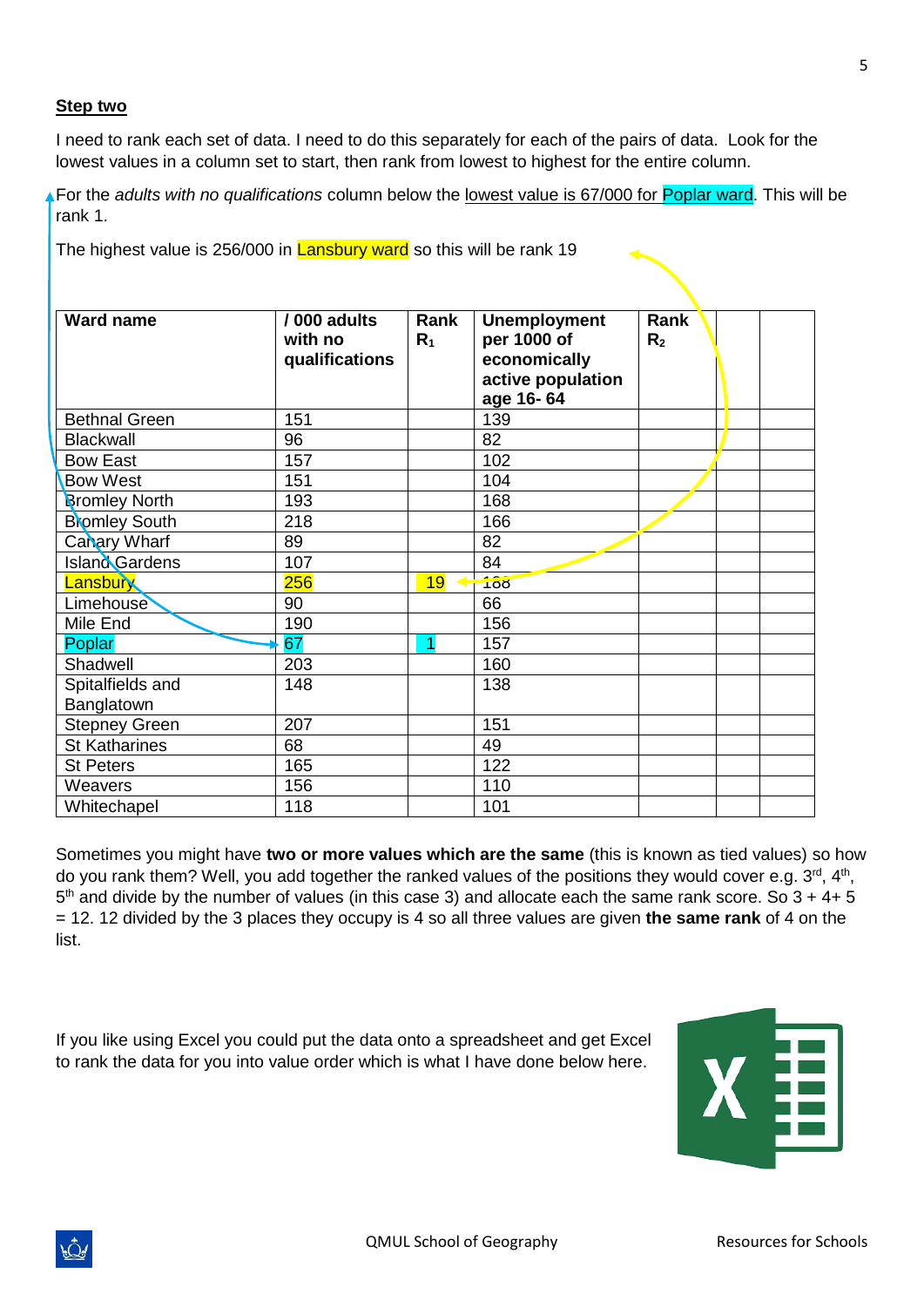**Step two**

I need to rank each set of data. I need to do this separately for each of the pairs of data. Look for the lowest values in a column set to start, then rank from lowest to highest for the entire column.

For the *adults with no qualifications* column below the lowest value is 67/000 for Poplar ward. This will be rank 1.

The highest value is 256/000 in Lansbury ward so this will be rank 19

| Ward name | / 000 adults with no qualifications | Rank $R_1$ | Unemployment per 1000 of economically active population age 16- 64 | Rank $R_2$ | | |
|---|---|---|---|---|---|---|
| Bethnal Green | 151 | | 139 | | | |
| Blackwall | 96 | | 82 | | | |
| Bow East | 157 | | 102 | | | |
| Bow West | 151 | | 104 | | | |
| Bromley North | 193 | | 168 | | | |
| Bromley South | 218 | | 166 | | | |
| Canary Wharf | 89 | | 82 | | | |
| Island Gardens | 107 | | 84 | | | |
| Lansbury | 256 | 19 | 188 | | | |
| Limehouse | 90 | | 66 | | | |
| Mile End | 190 | | 156 | | | |
| Poplar | 67 | 1 | 157 | | | |
| Shadwell | 203 | | 160 | | | |
| Spitalfields and Banglatown | 148 | | 138 | | | |
| Stepney Green | 207 | | 151 | | | |
| St Katharines | 68 | | 49 | | | |
| St Peters | 165 | | 122 | | | |
| Weavers | 156 | | 110 | | | |
| Whitechapel | 118 | | 101 | | | |

Sometimes you might have **two or more values which are the same** (this is known as tied values) so how do you rank them? Well, you add together the ranked values of the positions they would cover e.g. 3rd, 4th, 5th and divide by the number of values (in this case 3) and allocate each the same rank score. So 3 + 4+ 5 = 12. 12 divided by the 3 places they occupy is 4 so all three values are given **the same rank** of 4 on the list.

If you like using Excel you could put the data onto a spreadsheet and get Excel to rank the data for you into value order which is what I have done below here.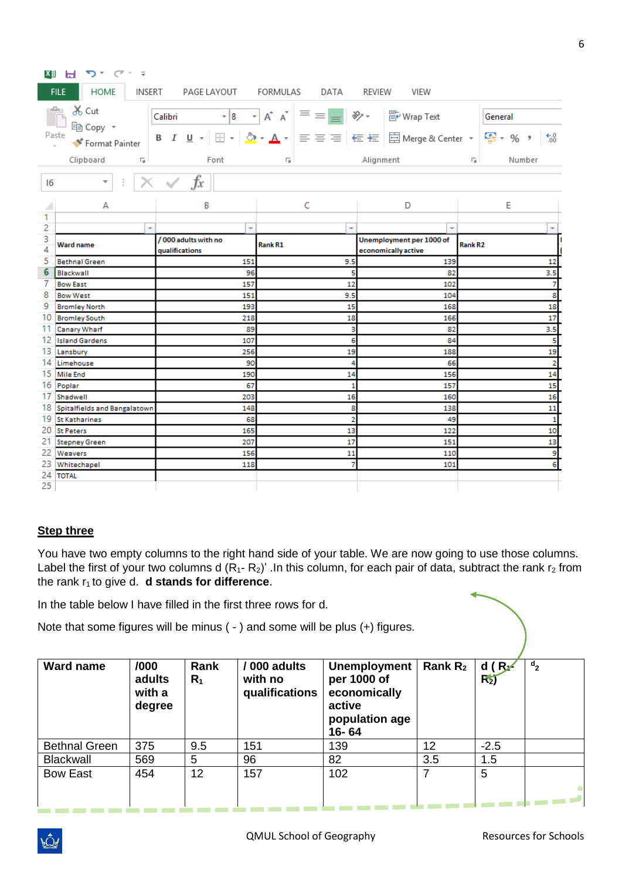| Ward name | / 000 adults with no qualifications | Rank R1 | Unemployment per 1000 of economically active | Rank R2 |
|---|---|---|---|---|
| Bethnal Green | 151 | 9.5 | 139 | 12 |
| Blackwall | 96 | 5 | 82 | 3.5 |
| Bow East | 157 | 12 | 102 | 7 |
| Bow West | 151 | 9.5 | 104 | 8 |
| Bromley North | 193 | 15 | 168 | 18 |
| Bromley South | 218 | 18 | 166 | 17 |
| Canary Wharf | 89 | 3 | 82 | 3.5 |
| Island Gardens | 107 | 6 | 84 | 5 |
| Lansbury | 256 | 19 | 188 | 19 |
| Limehouse | 90 | 4 | 66 | 2 |
| Mile End | 190 | 14 | 156 | 14 |
| Poplar | 67 | 1 | 157 | 15 |
| Shadwell | 203 | 16 | 160 | 16 |
| Spitalfields and Bangalatown | 148 | 8 | 138 | 11 |
| St Katharines | 68 | 2 | 49 | 1 |
| St Peters | 165 | 13 | 122 | 10 |
| Stepney Green | 207 | 17 | 151 | 13 |
| Weavers | 156 | 11 | 110 | 9 |
| Whitechapel | 118 | 7 | 101 | 6 |
| TOTAL | | | | |

## Step three

You have two empty columns to the right hand side of your table. We are now going to use those columns. Label the first of your two columns d ($R_1$- $R_2$)' .In this column, for each pair of data, subtract the rank $r_2$ from the rank $r_1$ to give d. **d stands for difference**.

In the table below I have filled in the first three rows for d.

Note that some figures will be minus ( - ) and some will be plus (+) figures.

| Ward name | /000 adults with a degree | Rank $R_1$ | / 000 adults with no qualifications | Unemployment per 1000 of economically active population age 16- 64 | Rank $R_2$ | d ( $R_1$- $R_2$) | $d_2$ |
|---|---|---|---|---|---|---|---|
| Bethnal Green | 375 | 9.5 | 151 | 139 | 12 | -2.5 | |
| Blackwall | 569 | 5 | 96 | 82 | 3.5 | 1.5 | |
| Bow East | 454 | 12 | 157 | 102 | 7 | 5 | |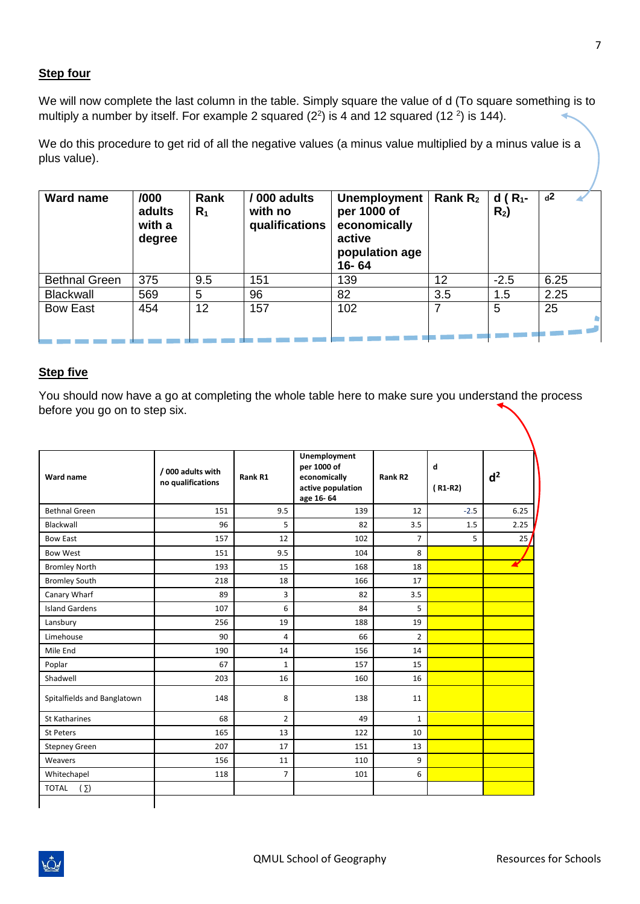## Step four

We will now complete the last column in the table. Simply square the value of d (To square something is to multiply a number by itself. For example 2 squared ($2^2$) is 4 and 12 squared ($12^2$) is 144).

We do this procedure to get rid of all the negative values (a minus value multiplied by a minus value is a plus value).

| Ward name | /000 adults with a degree | Rank $R_1$ | / 000 adults with no qualifications | Unemployment per 1000 of economically active population age 16- 64 | Rank $R_2$ | d ( $R_1$- $R_2$) | $d^2$ |
|---|---|---|---|---|---|---|---|
| Bethnal Green | 375 | 9.5 | 151 | 139 | 12 | -2.5 | 6.25 |
| Blackwall | 569 | 5 | 96 | 82 | 3.5 | 1.5 | 2.25 |
| Bow East | 454 | 12 | 157 | 102 | 7 | 5 | 25 |

## Step five

You should now have a go at completing the whole table here to make sure you understand the process before you go on to step six.

| Ward name | / 000 adults with no qualifications | Rank R1 | Unemployment per 1000 of economically active population age 16- 64 | Rank R2 | d ( R1-R2) | $d^2$ |
|---|---|---|---|---|---|---|
| Bethnal Green | 151 | 9.5 | 139 | 12 | -2.5 | 6.25 |
| Blackwall | 96 | 5 | 82 | 3.5 | 1.5 | 2.25 |
| Bow East | 157 | 12 | 102 | 7 | 5 | 25 |
| Bow West | 151 | 9.5 | 104 | 8 | | |
| Bromley North | 193 | 15 | 168 | 18 | | |
| Bromley South | 218 | 18 | 166 | 17 | | |
| Canary Wharf | 89 | 3 | 82 | 3.5 | | |
| Island Gardens | 107 | 6 | 84 | 5 | | |
| Lansbury | 256 | 19 | 188 | 19 | | |
| Limehouse | 90 | 4 | 66 | 2 | | |
| Mile End | 190 | 14 | 156 | 14 | | |
| Poplar | 67 | 1 | 157 | 15 | | |
| Shadwell | 203 | 16 | 160 | 16 | | |
| Spitalfields and Banglatown | 148 | 8 | 138 | 11 | | |
| St Katharines | 68 | 2 | 49 | 1 | | |
| St Peters | 165 | 13 | 122 | 10 | | |
| Stepney Green | 207 | 17 | 151 | 13 | | |
| Weavers | 156 | 11 | 110 | 9 | | |
| Whitechapel | 118 | 7 | 101 | 6 | | |
| TOTAL ( ∑) | | | | | | |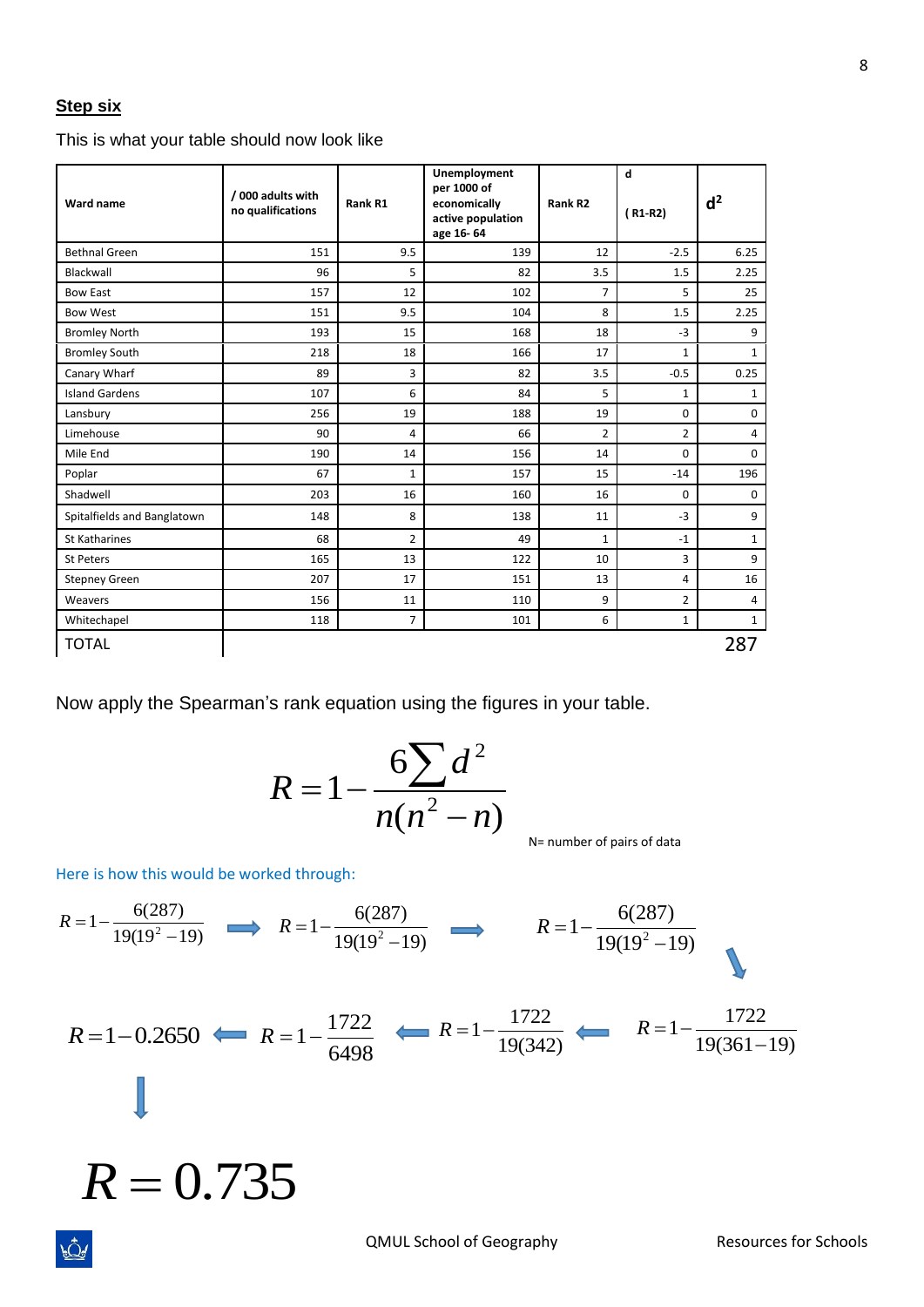**Step six**

This is what your table should now look like

| Ward name | / 000 adults with no qualifications | Rank R1 | Unemployment per 1000 of economically active population age 16- 64 | Rank R2 | d ( R1-R2) | $d^2$ |
|---|---|---|---|---|---|---|
| Bethnal Green | 151 | 9.5 | 139 | 12 | -2.5 | 6.25 |
| Blackwall | 96 | 5 | 82 | 3.5 | 1.5 | 2.25 |
| Bow East | 157 | 12 | 102 | 7 | 5 | 25 |
| Bow West | 151 | 9.5 | 104 | 8 | 1.5 | 2.25 |
| Bromley North | 193 | 15 | 168 | 18 | -3 | 9 |
| Bromley South | 218 | 18 | 166 | 17 | 1 | 1 |
| Canary Wharf | 89 | 3 | 82 | 3.5 | -0.5 | 0.25 |
| Island Gardens | 107 | 6 | 84 | 5 | 1 | 1 |
| Lansbury | 256 | 19 | 188 | 19 | 0 | 0 |
| Limehouse | 90 | 4 | 66 | 2 | 2 | 4 |
| Mile End | 190 | 14 | 156 | 14 | 0 | 0 |
| Poplar | 67 | 1 | 157 | 15 | -14 | 196 |
| Shadwell | 203 | 16 | 160 | 16 | 0 | 0 |
| Spitalfields and Banglatown | 148 | 8 | 138 | 11 | -3 | 9 |
| St Katharines | 68 | 2 | 49 | 1 | -1 | 1 |
| St Peters | 165 | 13 | 122 | 10 | 3 | 9 |
| Stepney Green | 207 | 17 | 151 | 13 | 4 | 16 |
| Weavers | 156 | 11 | 110 | 9 | 2 | 4 |
| Whitechapel | 118 | 7 | 101 | 6 | 1 | 1 |
| TOTAL | | | | | | 287 |

Now apply the Spearman's rank equation using the figures in your table.

$$R = 1 - \frac{6\sum d^2}{n(n^2 - n)}$$

N= number of pairs of data

Here is how this would be worked through:

$$R = 1 - \frac{6(287)}{19(19^2 - 19)} \Rightarrow R = 1 - \frac{6(287)}{19(19^2 - 19)} \Rightarrow R = 1 - \frac{6(287)}{19(19^2 - 19)}$$

$$\Rightarrow R = 1 - \frac{1722}{19(361 - 19)} \Rightarrow R = 1 - \frac{1722}{19(342)} \Rightarrow R = 1 - \frac{1722}{6498} \Rightarrow R = 1 - 0.2650$$

$$R = 0.735$$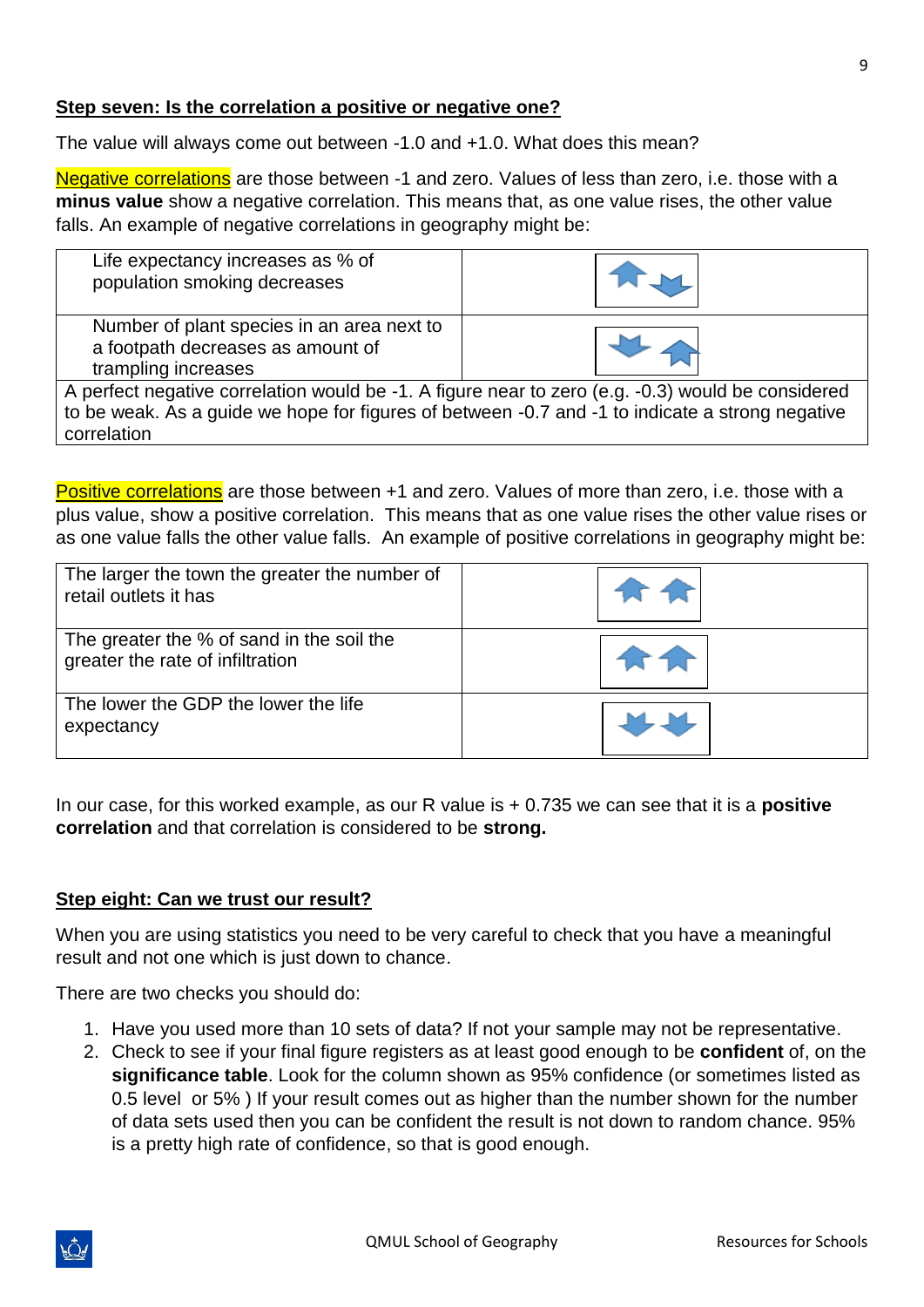**Step seven: Is the correlation a positive or negative one?**

The value will always come out between -1.0 and +1.0. What does this mean?

Negative correlations are those between -1 and zero. Values of less than zero, i.e. those with a **minus value** show a negative correlation. This means that, as one value rises, the other value falls. An example of negative correlations in geography might be:

| | |
|---|---|
| Life expectancy increases as % of population smoking decreases | ↑ ↓ |
| Number of plant species in an area next to a footpath decreases as amount of trampling increases | ↓ ↑ |
| A perfect negative correlation would be -1. A figure near to zero (e.g. -0.3) would be considered to be weak. As a guide we hope for figures of between -0.7 and -1 to indicate a strong negative correlation | |

Positive correlations are those between +1 and zero. Values of more than zero, i.e. those with a plus value, show a positive correlation. This means that as one value rises the other value rises or as one value falls the other value falls. An example of positive correlations in geography might be:

| | |
|---|---|
| The larger the town the greater the number of retail outlets it has | ↑ ↑ |
| The greater the % of sand in the soil the greater the rate of infiltration | ↑ ↑ |
| The lower the GDP the lower the life expectancy | ↓ ↓ |

In our case, for this worked example, as our R value is + 0.735 we can see that it is a **positive correlation** and that correlation is considered to be **strong.**

**Step eight: Can we trust our result?**

When you are using statistics you need to be very careful to check that you have a meaningful result and not one which is just down to chance.

There are two checks you should do:

1. Have you used more than 10 sets of data? If not your sample may not be representative.
2. Check to see if your final figure registers as at least good enough to be **confident** of, on the **significance table**. Look for the column shown as 95% confidence (or sometimes listed as 0.5 level or 5% ) If your result comes out as higher than the number shown for the number of data sets used then you can be confident the result is not down to random chance. 95% is a pretty high rate of confidence, so that is good enough.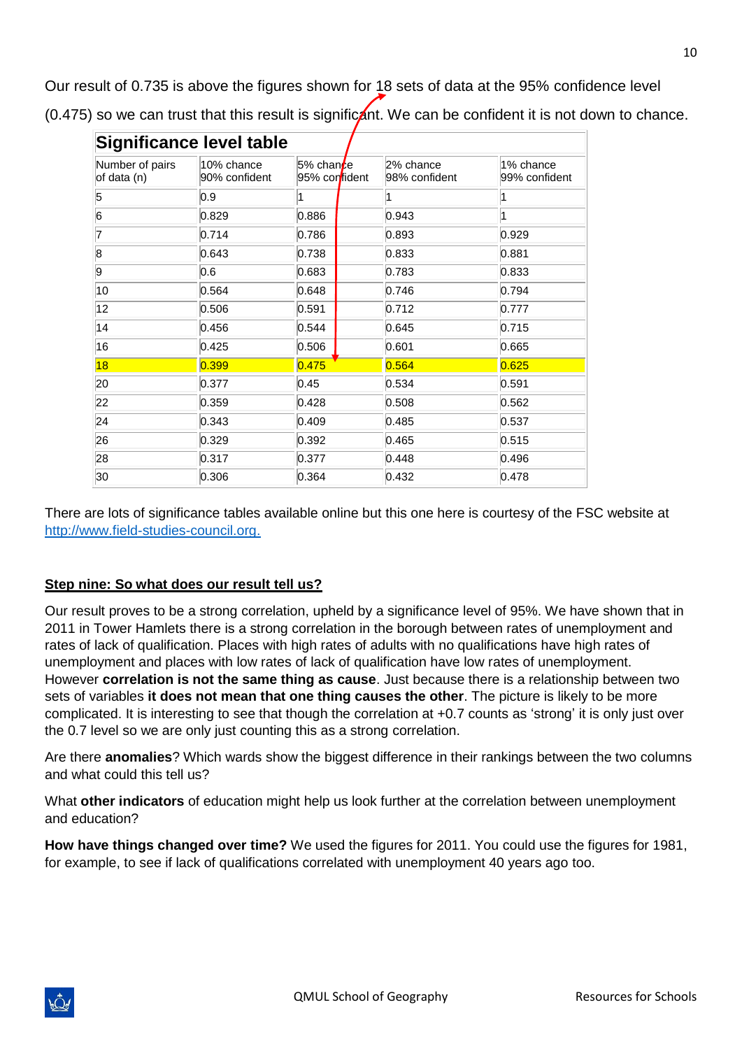Our result of 0.735 is above the figures shown for 18 sets of data at the 95% confidence level (0.475) so we can trust that this result is significant. We can be confident it is not down to chance.

**Significance level table**

| Number of pairs of data (n) | 10% chance 90% confident | 5% chance 95% confident | 2% chance 98% confident | 1% chance 99% confident |
|---|---|---|---|---|
| 5 | 0.9 | 1 | 1 | 1 |
| 6 | 0.829 | 0.886 | 0.943 | 1 |
| 7 | 0.714 | 0.786 | 0.893 | 0.929 |
| 8 | 0.643 | 0.738 | 0.833 | 0.881 |
| 9 | 0.6 | 0.683 | 0.783 | 0.833 |
| 10 | 0.564 | 0.648 | 0.746 | 0.794 |
| 12 | 0.506 | 0.591 | 0.712 | 0.777 |
| 14 | 0.456 | 0.544 | 0.645 | 0.715 |
| 16 | 0.425 | 0.506 | 0.601 | 0.665 |
| 18 | 0.399 | 0.475 | 0.564 | 0.625 |
| 20 | 0.377 | 0.45 | 0.534 | 0.591 |
| 22 | 0.359 | 0.428 | 0.508 | 0.562 |
| 24 | 0.343 | 0.409 | 0.485 | 0.537 |
| 26 | 0.329 | 0.392 | 0.465 | 0.515 |
| 28 | 0.317 | 0.377 | 0.448 | 0.496 |
| 30 | 0.306 | 0.364 | 0.432 | 0.478 |

There are lots of significance tables available online but this one here is courtesy of the FSC website at [http://www.field-studies-council.org.](http://www.field-studies-council.org.)

**Step nine: So what does our result tell us?**

Our result proves to be a strong correlation, upheld by a significance level of 95%. We have shown that in 2011 in Tower Hamlets there is a strong correlation in the borough between rates of unemployment and rates of lack of qualification. Places with high rates of adults with no qualifications have high rates of unemployment and places with low rates of lack of qualification have low rates of unemployment. However **correlation is not the same thing as cause**. Just because there is a relationship between two sets of variables **it does not mean that one thing causes the other**. The picture is likely to be more complicated. It is interesting to see that though the correlation at +0.7 counts as 'strong' it is only just over the 0.7 level so we are only just counting this as a strong correlation.

Are there **anomalies**? Which wards show the biggest difference in their rankings between the two columns and what could this tell us?

What **other indicators** of education might help us look further at the correlation between unemployment and education?

**How have things changed over time?** We used the figures for 2011. You could use the figures for 1981, for example, to see if lack of qualifications correlated with unemployment 40 years ago too.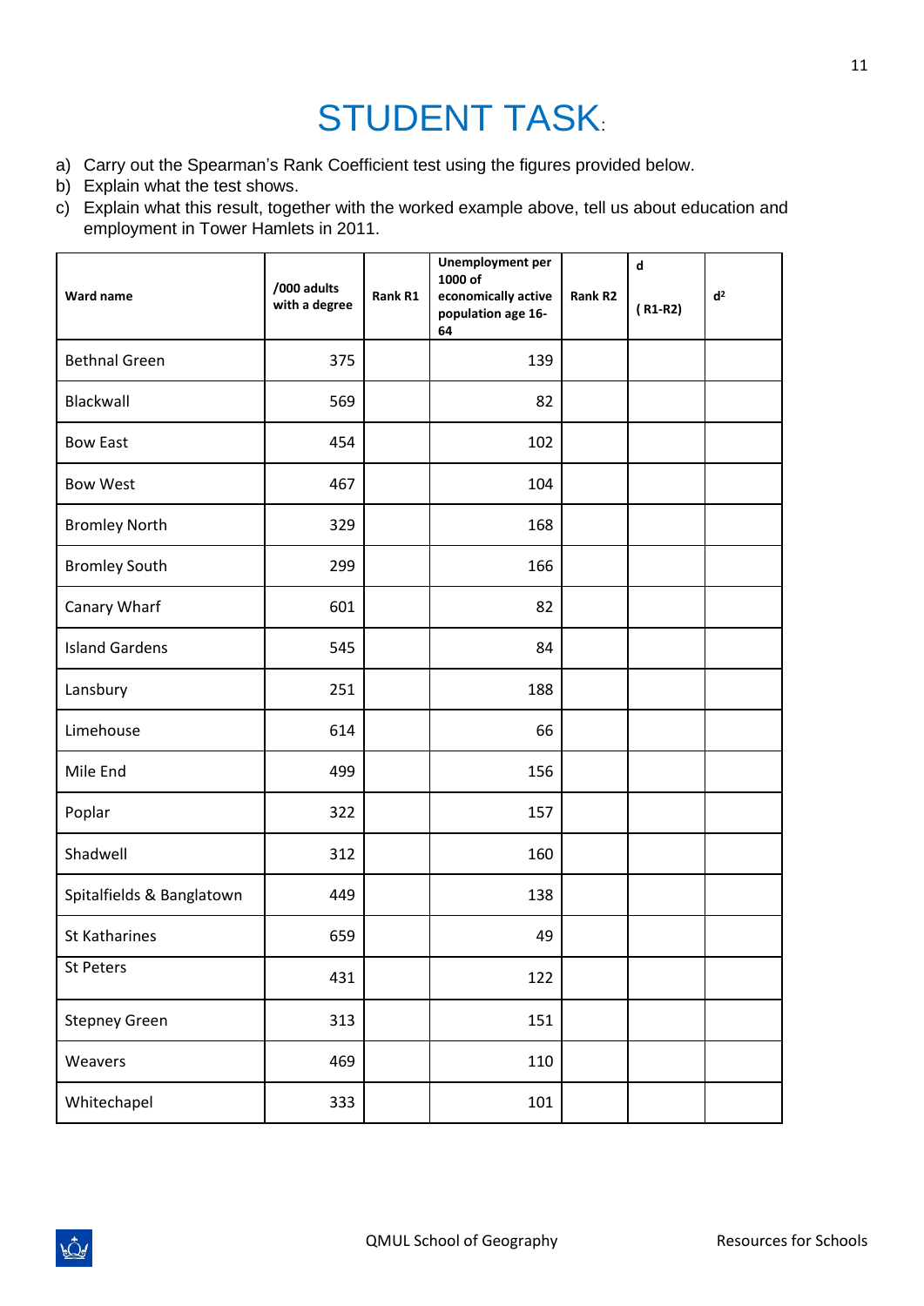# STUDENT TASK:

a) Carry out the Spearman's Rank Coefficient test using the figures provided below.
b) Explain what the test shows.
c) Explain what this result, together with the worked example above, tell us about education and employment in Tower Hamlets in 2011.

| Ward name | /000 adults with a degree | Rank R1 | Unemployment per 1000 of economically active population age 16-64 | Rank R2 | d ( R1-R2) | $d^2$ |
|---|---|---|---|---|---|---|
| Bethnal Green | 375 | | 139 | | | |
| Blackwall | 569 | | 82 | | | |
| Bow East | 454 | | 102 | | | |
| Bow West | 467 | | 104 | | | |
| Bromley North | 329 | | 168 | | | |
| Bromley South | 299 | | 166 | | | |
| Canary Wharf | 601 | | 82 | | | |
| Island Gardens | 545 | | 84 | | | |
| Lansbury | 251 | | 188 | | | |
| Limehouse | 614 | | 66 | | | |
| Mile End | 499 | | 156 | | | |
| Poplar | 322 | | 157 | | | |
| Shadwell | 312 | | 160 | | | |
| Spitalfields & Banglatown | 449 | | 138 | | | |
| St Katharines | 659 | | 49 | | | |
| St Peters | 431 | | 122 | | | |
| Stepney Green | 313 | | 151 | | | |
| Weavers | 469 | | 110 | | | |
| Whitechapel | 333 | | 101 | | | |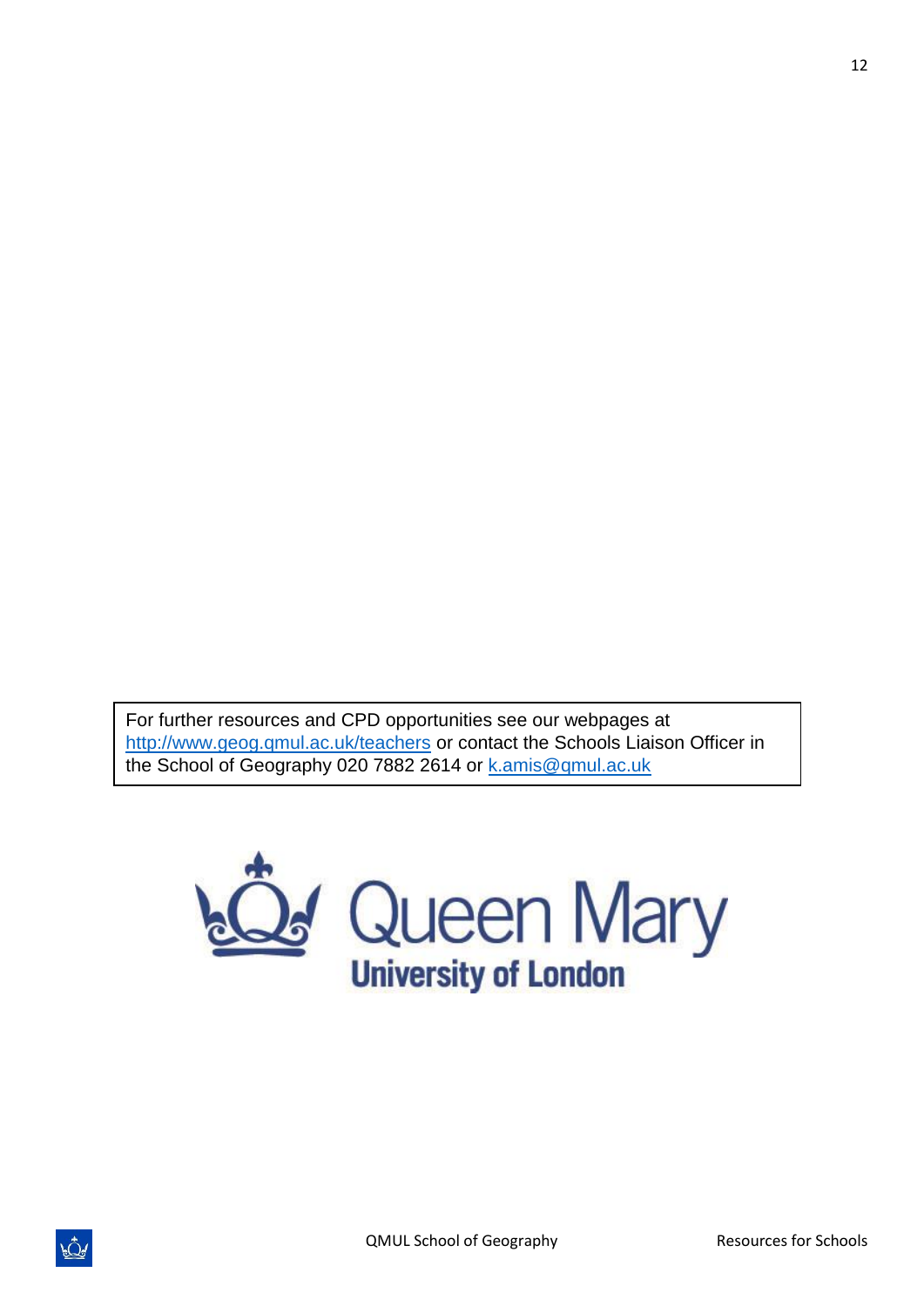For further resources and CPD opportunities see our webpages at http://www.geog.qmul.ac.uk/teachers or contact the Schools Liaison Officer in the School of Geography 020 7882 2614 or k.amis@qmul.ac.uk

Queen Mary
University of London